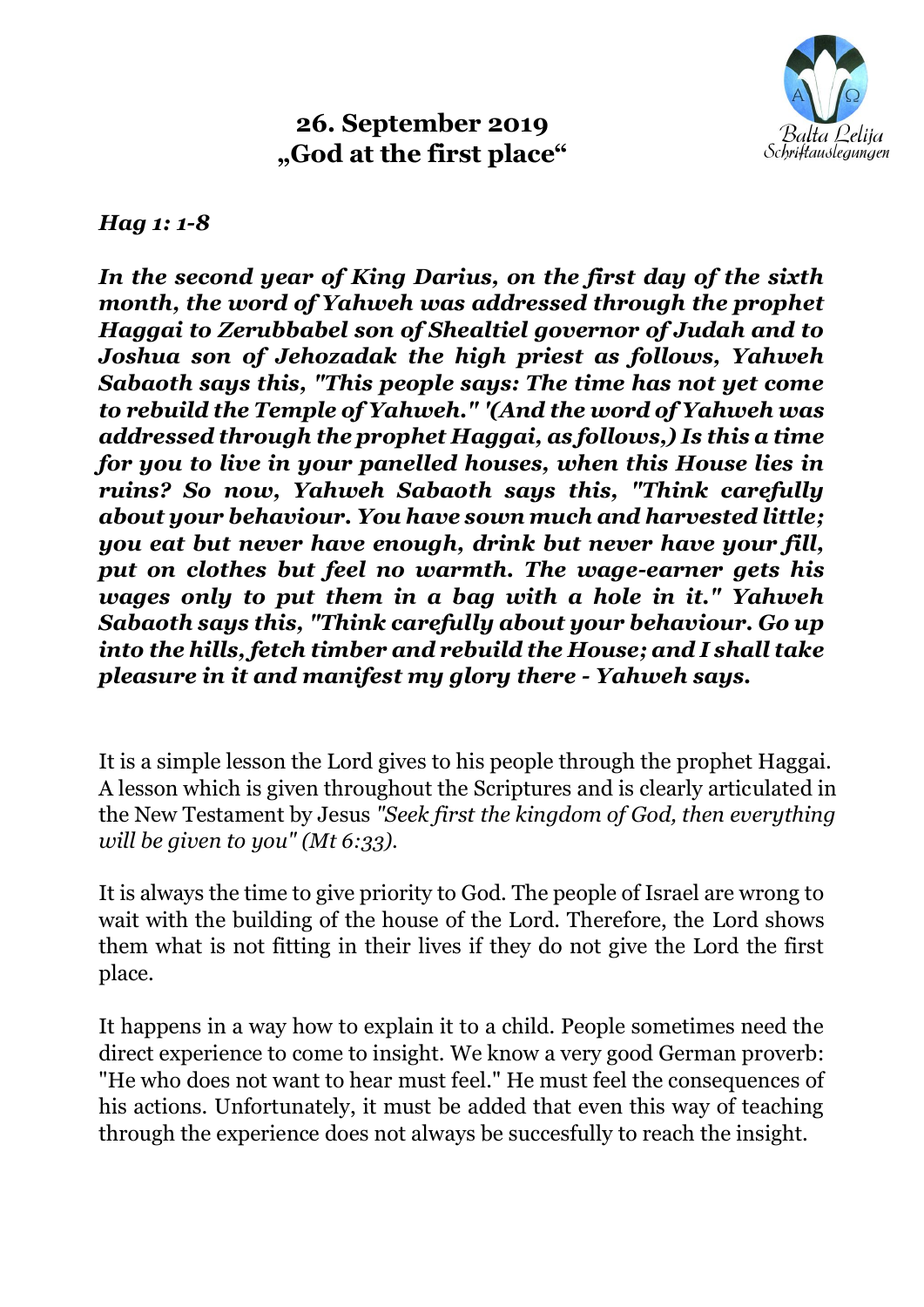# 26. September 2019
# „God at the first place"

***Hag 1: 1-8***

***In the second year of King Darius, on the first day of the sixth month, the word of Yahweh was addressed through the prophet Haggai to Zerubbabel son of Shealtiel governor of Judah and to Joshua son of Jehozadak the high priest as follows, Yahweh Sabaoth says this, "This people says: The time has not yet come to rebuild the Temple of Yahweh." '(And the word of Yahweh was addressed through the prophet Haggai, as follows,) Is this a time for you to live in your panelled houses, when this House lies in ruins? So now, Yahweh Sabaoth says this, "Think carefully about your behaviour. You have sown much and harvested little; you eat but never have enough, drink but never have your fill, put on clothes but feel no warmth. The wage-earner gets his wages only to put them in a bag with a hole in it." Yahweh Sabaoth says this, "Think carefully about your behaviour. Go up into the hills, fetch timber and rebuild the House; and I shall take pleasure in it and manifest my glory there - Yahweh says.***

It is a simple lesson the Lord gives to his people through the prophet Haggai. A lesson which is given throughout the Scriptures and is clearly articulated in the New Testament by Jesus *"Seek first the kingdom of God, then everything will be given to you" (Mt 6:33).*

It is always the time to give priority to God. The people of Israel are wrong to wait with the building of the house of the Lord. Therefore, the Lord shows them what is not fitting in their lives if they do not give the Lord the first place.

It happens in a way how to explain it to a child. People sometimes need the direct experience to come to insight. We know a very good German proverb: "He who does not want to hear must feel." He must feel the consequences of his actions. Unfortunately, it must be added that even this way of teaching through the experience does not always be succesfully to reach the insight.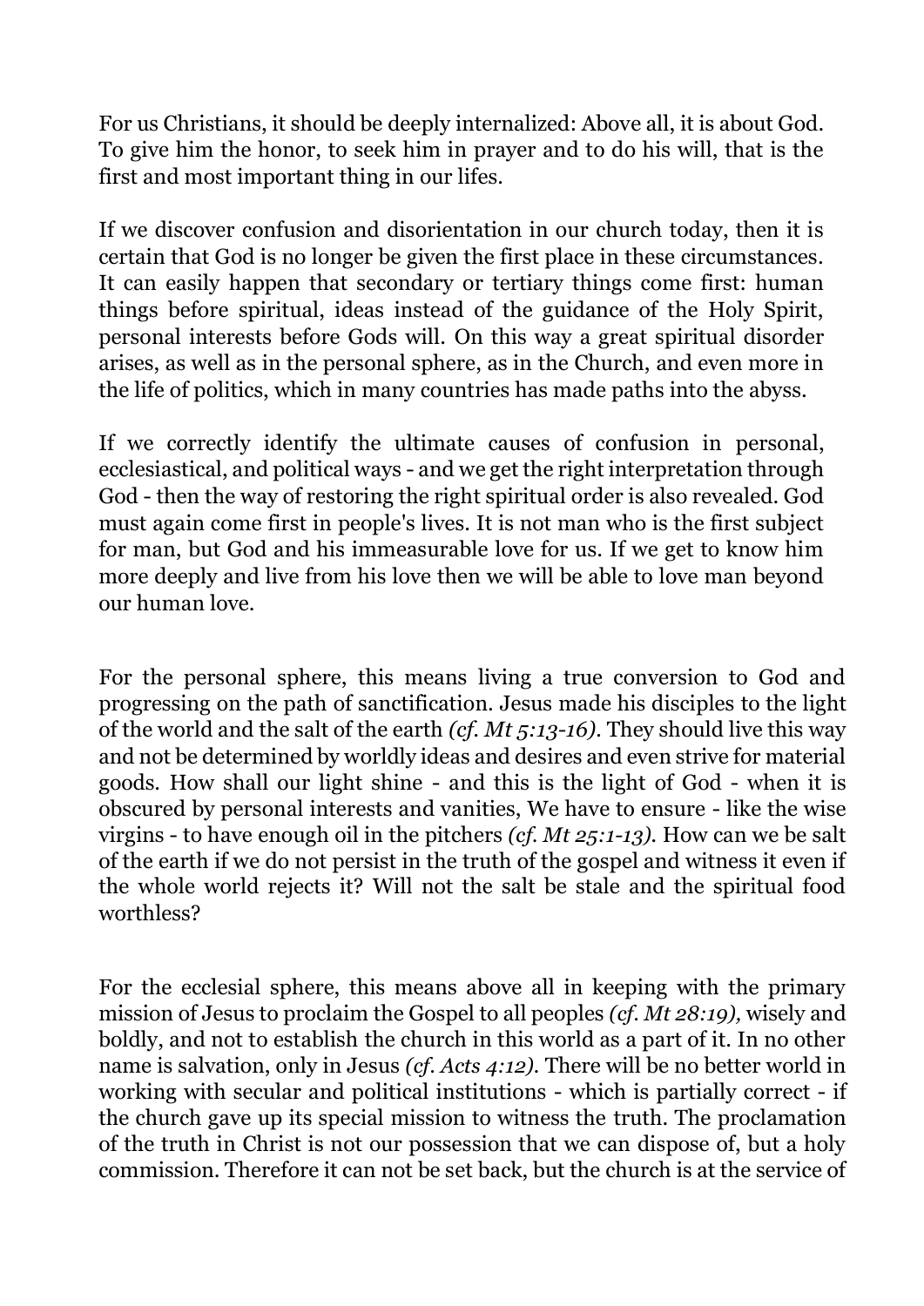For us Christians, it should be deeply internalized: Above all, it is about God. To give him the honor, to seek him in prayer and to do his will, that is the first and most important thing in our lifes.

If we discover confusion and disorientation in our church today, then it is certain that God is no longer be given the first place in these circumstances. It can easily happen that secondary or tertiary things come first: human things before spiritual, ideas instead of the guidance of the Holy Spirit, personal interests before Gods will. On this way a great spiritual disorder arises, as well as in the personal sphere, as in the Church, and even more in the life of politics, which in many countries has made paths into the abyss.

If we correctly identify the ultimate causes of confusion in personal, ecclesiastical, and political ways - and we get the right interpretation through God - then the way of restoring the right spiritual order is also revealed. God must again come first in people's lives. It is not man who is the first subject for man, but God and his immeasurable love for us. If we get to know him more deeply and live from his love then we will be able to love man beyond our human love.

For the personal sphere, this means living a true conversion to God and progressing on the path of sanctification. Jesus made his disciples to the light of the world and the salt of the earth *(cf. Mt 5:13-16)*. They should live this way and not be determined by worldly ideas and desires and even strive for material goods. How shall our light shine - and this is the light of God - when it is obscured by personal interests and vanities, We have to ensure - like the wise virgins - to have enough oil in the pitchers *(cf. Mt 25:1-13).* How can we be salt of the earth if we do not persist in the truth of the gospel and witness it even if the whole world rejects it? Will not the salt be stale and the spiritual food worthless?

For the ecclesial sphere, this means above all in keeping with the primary mission of Jesus to proclaim the Gospel to all peoples *(cf. Mt 28:19),* wisely and boldly, and not to establish the church in this world as a part of it. In no other name is salvation, only in Jesus *(cf. Acts 4:12).* There will be no better world in working with secular and political institutions - which is partially correct - if the church gave up its special mission to witness the truth. The proclamation of the truth in Christ is not our possession that we can dispose of, but a holy commission. Therefore it can not be set back, but the church is at the service of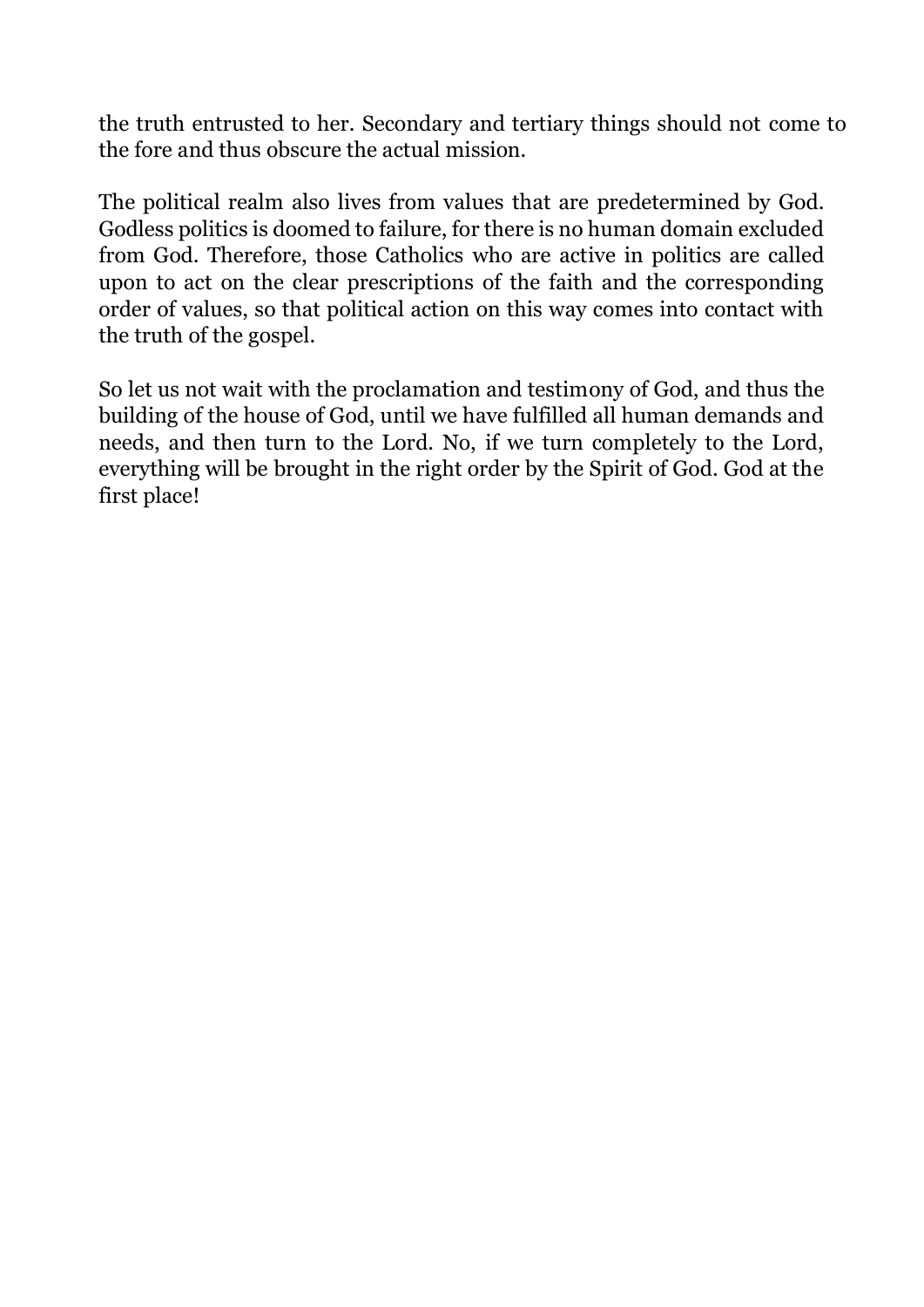the truth entrusted to her. Secondary and tertiary things should not come to the fore and thus obscure the actual mission.

The political realm also lives from values that are predetermined by God. Godless politics is doomed to failure, for there is no human domain excluded from God. Therefore, those Catholics who are active in politics are called upon to act on the clear prescriptions of the faith and the corresponding order of values, so that political action on this way comes into contact with the truth of the gospel.

So let us not wait with the proclamation and testimony of God, and thus the building of the house of God, until we have fulfilled all human demands and needs, and then turn to the Lord. No, if we turn completely to the Lord, everything will be brought in the right order by the Spirit of God. God at the first place!